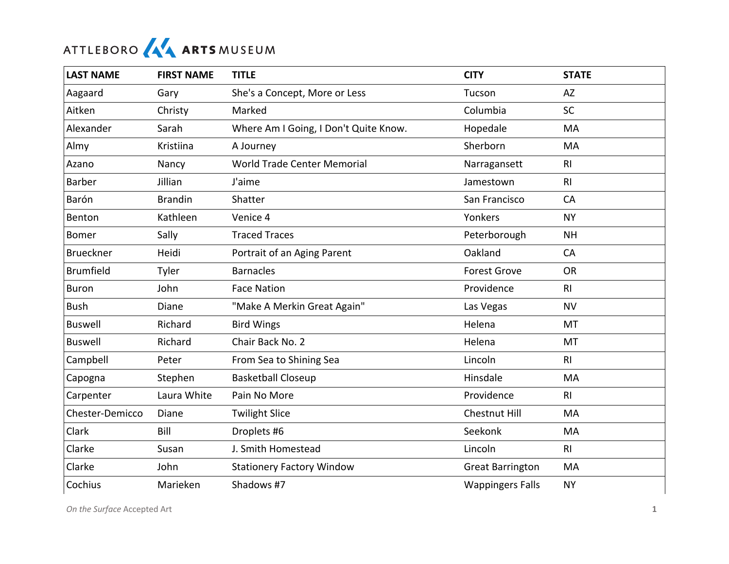ATTLEBORO ARTS MUSEUM

| LAST NAME | FIRST NAME | TITLE | CITY | STATE |
|---|---|---|---|---|
| Aagaard | Gary | She's a Concept, More or Less | Tucson | AZ |
| Aitken | Christy | Marked | Columbia | SC |
| Alexander | Sarah | Where Am I Going, I Don't Quite Know. | Hopedale | MA |
| Almy | Kristiina | A Journey | Sherborn | MA |
| Azano | Nancy | World Trade Center Memorial | Narragansett | RI |
| Barber | Jillian | J'aime | Jamestown | RI |
| Barón | Brandin | Shatter | San Francisco | CA |
| Benton | Kathleen | Venice 4 | Yonkers | NY |
| Bomer | Sally | Traced Traces | Peterborough | NH |
| Brueckner | Heidi | Portrait of an Aging Parent | Oakland | CA |
| Brumfield | Tyler | Barnacles | Forest Grove | OR |
| Buron | John | Face Nation | Providence | RI |
| Bush | Diane | "Make A Merkin Great Again" | Las Vegas | NV |
| Buswell | Richard | Bird Wings | Helena | MT |
| Buswell | Richard | Chair Back No. 2 | Helena | MT |
| Campbell | Peter | From Sea to Shining Sea | Lincoln | RI |
| Capogna | Stephen | Basketball Closeup | Hinsdale | MA |
| Carpenter | Laura White | Pain No More | Providence | RI |
| Chester-Demicco | Diane | Twilight Slice | Chestnut Hill | MA |
| Clark | Bill | Droplets #6 | Seekonk | MA |
| Clarke | Susan | J. Smith Homestead | Lincoln | RI |
| Clarke | John | Stationery Factory Window | Great Barrington | MA |
| Cochius | Marieken | Shadows #7 | Wappingers Falls | NY |

*On the Surface* Accepted Art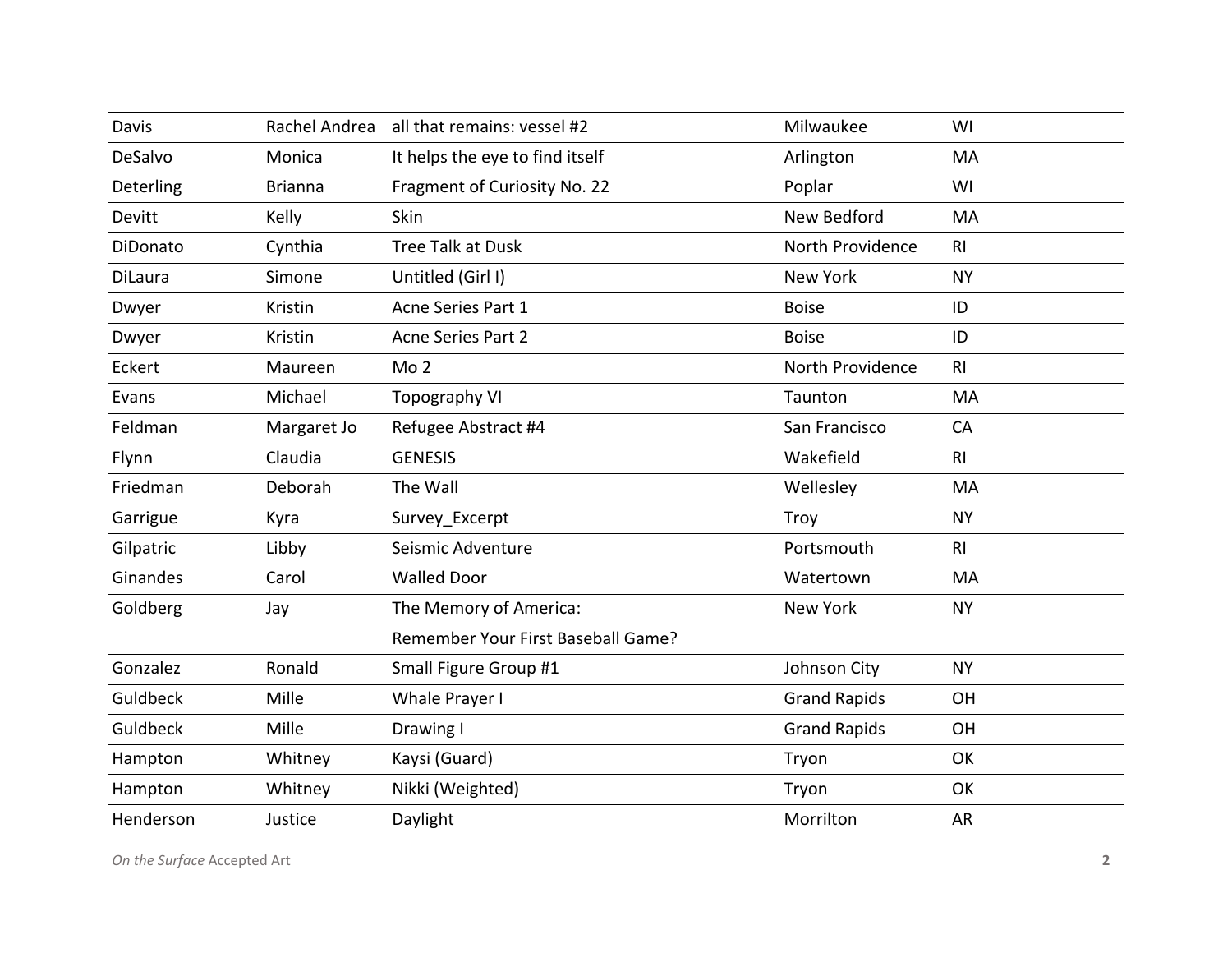| | | | | |
|---|---|---|---|---|
| Davis | Rachel Andrea | all that remains: vessel #2 | Milwaukee | WI |
| DeSalvo | Monica | It helps the eye to find itself | Arlington | MA |
| Deterling | Brianna | Fragment of Curiosity No. 22 | Poplar | WI |
| Devitt | Kelly | Skin | New Bedford | MA |
| DiDonato | Cynthia | Tree Talk at Dusk | North Providence | RI |
| DiLaura | Simone | Untitled (Girl I) | New York | NY |
| Dwyer | Kristin | Acne Series Part 1 | Boise | ID |
| Dwyer | Kristin | Acne Series Part 2 | Boise | ID |
| Eckert | Maureen | Mo 2 | North Providence | RI |
| Evans | Michael | Topography VI | Taunton | MA |
| Feldman | Margaret Jo | Refugee Abstract #4 | San Francisco | CA |
| Flynn | Claudia | GENESIS | Wakefield | RI |
| Friedman | Deborah | The Wall | Wellesley | MA |
| Garrigue | Kyra | Survey_Excerpt | Troy | NY |
| Gilpatric | Libby | Seismic Adventure | Portsmouth | RI |
| Ginandes | Carol | Walled Door | Watertown | MA |
| Goldberg | Jay | The Memory of America: | New York | NY |
| | | Remember Your First Baseball Game? | | |
| Gonzalez | Ronald | Small Figure Group #1 | Johnson City | NY |
| Guldbeck | Mille | Whale Prayer I | Grand Rapids | OH |
| Guldbeck | Mille | Drawing I | Grand Rapids | OH |
| Hampton | Whitney | Kaysi (Guard) | Tryon | OK |
| Hampton | Whitney | Nikki (Weighted) | Tryon | OK |
| Henderson | Justice | Daylight | Morrilton | AR |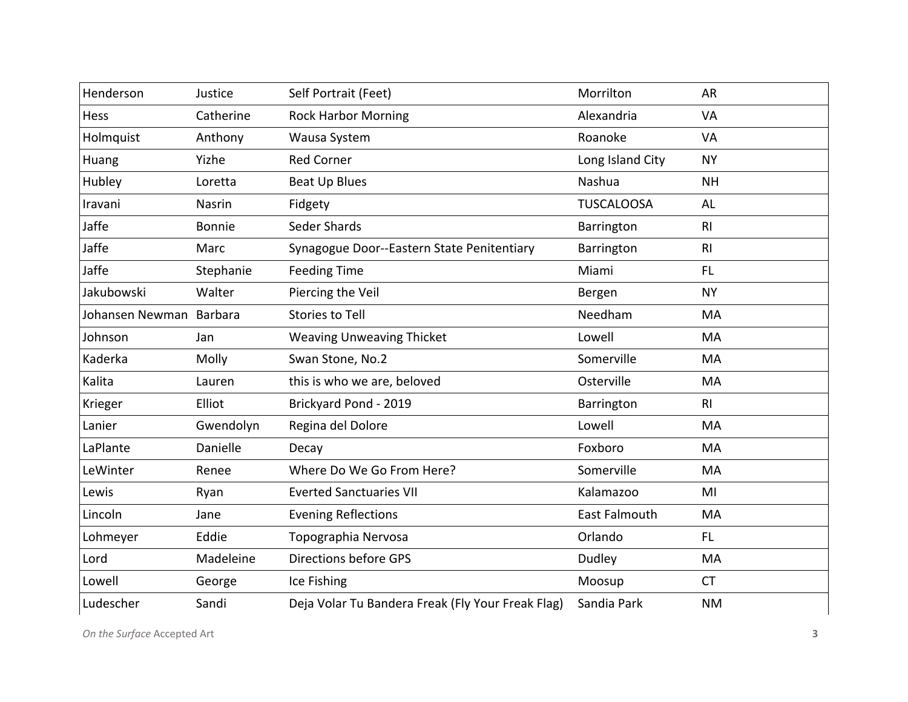| | | | | |
|---|---|---|---|---|
| Henderson | Justice | Self Portrait (Feet) | Morrilton | AR |
| Hess | Catherine | Rock Harbor Morning | Alexandria | VA |
| Holmquist | Anthony | Wausa System | Roanoke | VA |
| Huang | Yizhe | Red Corner | Long Island City | NY |
| Hubley | Loretta | Beat Up Blues | Nashua | NH |
| Iravani | Nasrin | Fidgety | TUSCALOOSA | AL |
| Jaffe | Bonnie | Seder Shards | Barrington | RI |
| Jaffe | Marc | Synagogue Door--Eastern State Penitentiary | Barrington | RI |
| Jaffe | Stephanie | Feeding Time | Miami | FL |
| Jakubowski | Walter | Piercing the Veil | Bergen | NY |
| Johansen Newman | Barbara | Stories to Tell | Needham | MA |
| Johnson | Jan | Weaving Unweaving Thicket | Lowell | MA |
| Kaderka | Molly | Swan Stone, No.2 | Somerville | MA |
| Kalita | Lauren | this is who we are, beloved | Osterville | MA |
| Krieger | Elliot | Brickyard Pond - 2019 | Barrington | RI |
| Lanier | Gwendolyn | Regina del Dolore | Lowell | MA |
| LaPlante | Danielle | Decay | Foxboro | MA |
| LeWinter | Renee | Where Do We Go From Here? | Somerville | MA |
| Lewis | Ryan | Everted Sanctuaries VII | Kalamazoo | MI |
| Lincoln | Jane | Evening Reflections | East Falmouth | MA |
| Lohmeyer | Eddie | Topographia Nervosa | Orlando | FL |
| Lord | Madeleine | Directions before GPS | Dudley | MA |
| Lowell | George | Ice Fishing | Moosup | CT |
| Ludescher | Sandi | Deja Volar Tu Bandera Freak (Fly Your Freak Flag) | Sandia Park | NM |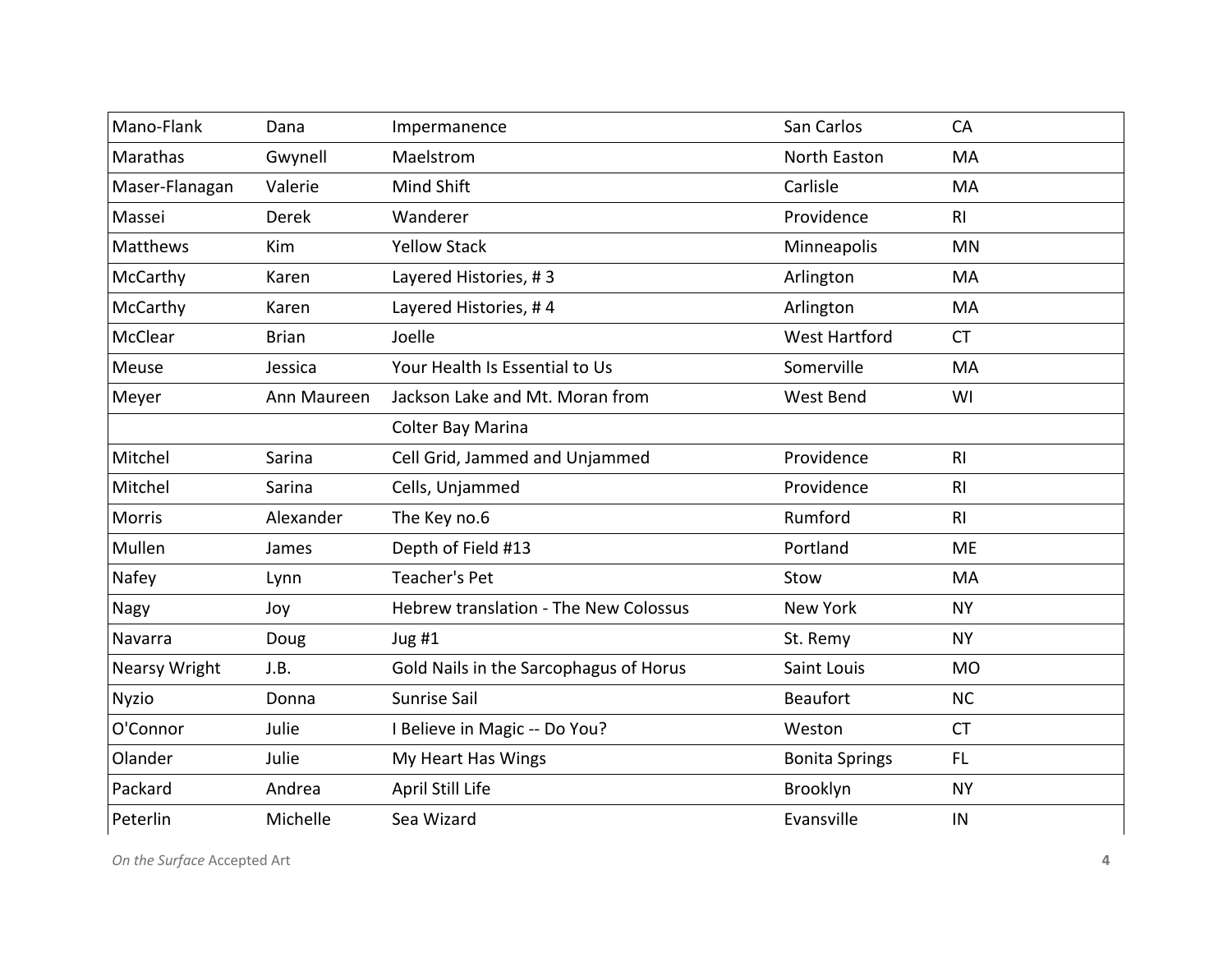| Mano-Flank | Dana | Impermanence | San Carlos | CA |
|---|---|---|---|---|
| Marathas | Gwynell | Maelstrom | North Easton | MA |
| Maser-Flanagan | Valerie | Mind Shift | Carlisle | MA |
| Massei | Derek | Wanderer | Providence | RI |
| Matthews | Kim | Yellow Stack | Minneapolis | MN |
| McCarthy | Karen | Layered Histories, # 3 | Arlington | MA |
| McCarthy | Karen | Layered Histories, # 4 | Arlington | MA |
| McClear | Brian | Joelle | West Hartford | CT |
| Meuse | Jessica | Your Health Is Essential to Us | Somerville | MA |
| Meyer | Ann Maureen | Jackson Lake and Mt. Moran from Colter Bay Marina | West Bend | WI |
| Mitchel | Sarina | Cell Grid, Jammed and Unjammed | Providence | RI |
| Mitchel | Sarina | Cells, Unjammed | Providence | RI |
| Morris | Alexander | The Key no.6 | Rumford | RI |
| Mullen | James | Depth of Field #13 | Portland | ME |
| Nafey | Lynn | Teacher's Pet | Stow | MA |
| Nagy | Joy | Hebrew translation - The New Colossus | New York | NY |
| Navarra | Doug | Jug #1 | St. Remy | NY |
| Nearsy Wright | J.B. | Gold Nails in the Sarcophagus of Horus | Saint Louis | MO |
| Nyzio | Donna | Sunrise Sail | Beaufort | NC |
| O'Connor | Julie | I Believe in Magic -- Do You? | Weston | CT |
| Olander | Julie | My Heart Has Wings | Bonita Springs | FL |
| Packard | Andrea | April Still Life | Brooklyn | NY |
| Peterlin | Michelle | Sea Wizard | Evansville | IN |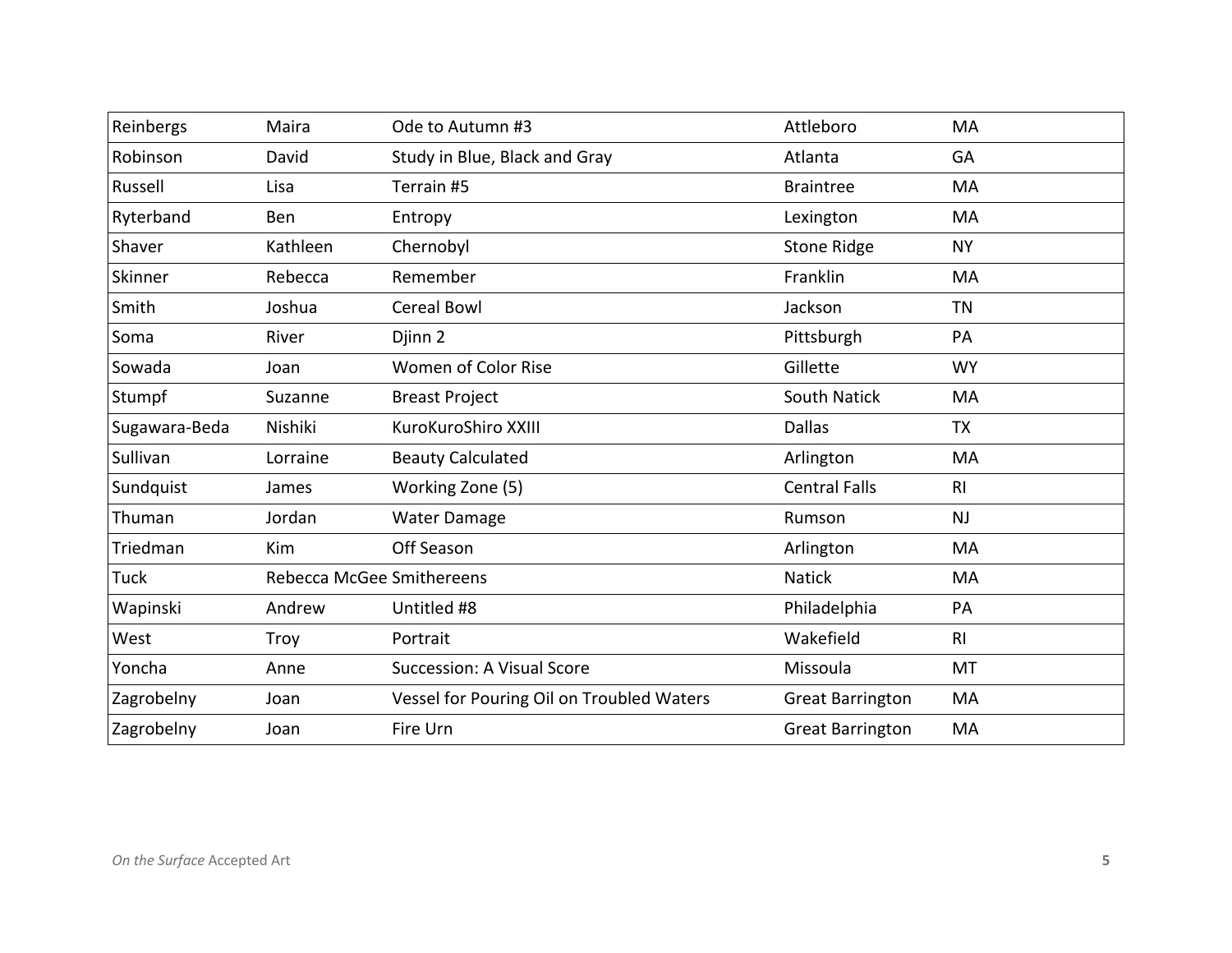| | | | | |
|---|---|---|---|---|
| Reinbergs | Maira | Ode to Autumn #3 | Attleboro | MA |
| Robinson | David | Study in Blue, Black and Gray | Atlanta | GA |
| Russell | Lisa | Terrain #5 | Braintree | MA |
| Ryterband | Ben | Entropy | Lexington | MA |
| Shaver | Kathleen | Chernobyl | Stone Ridge | NY |
| Skinner | Rebecca | Remember | Franklin | MA |
| Smith | Joshua | Cereal Bowl | Jackson | TN |
| Soma | River | Djinn 2 | Pittsburgh | PA |
| Sowada | Joan | Women of Color Rise | Gillette | WY |
| Stumpf | Suzanne | Breast Project | South Natick | MA |
| Sugawara-Beda | Nishiki | KuroKuroShiro XXIII | Dallas | TX |
| Sullivan | Lorraine | Beauty Calculated | Arlington | MA |
| Sundquist | James | Working Zone (5) | Central Falls | RI |
| Thuman | Jordan | Water Damage | Rumson | NJ |
| Triedman | Kim | Off Season | Arlington | MA |
| Tuck | Rebecca McGee | Smithereens | Natick | MA |
| Wapinski | Andrew | Untitled #8 | Philadelphia | PA |
| West | Troy | Portrait | Wakefield | RI |
| Yoncha | Anne | Succession: A Visual Score | Missoula | MT |
| Zagrobelny | Joan | Vessel for Pouring Oil on Troubled Waters | Great Barrington | MA |
| Zagrobelny | Joan | Fire Urn | Great Barrington | MA |